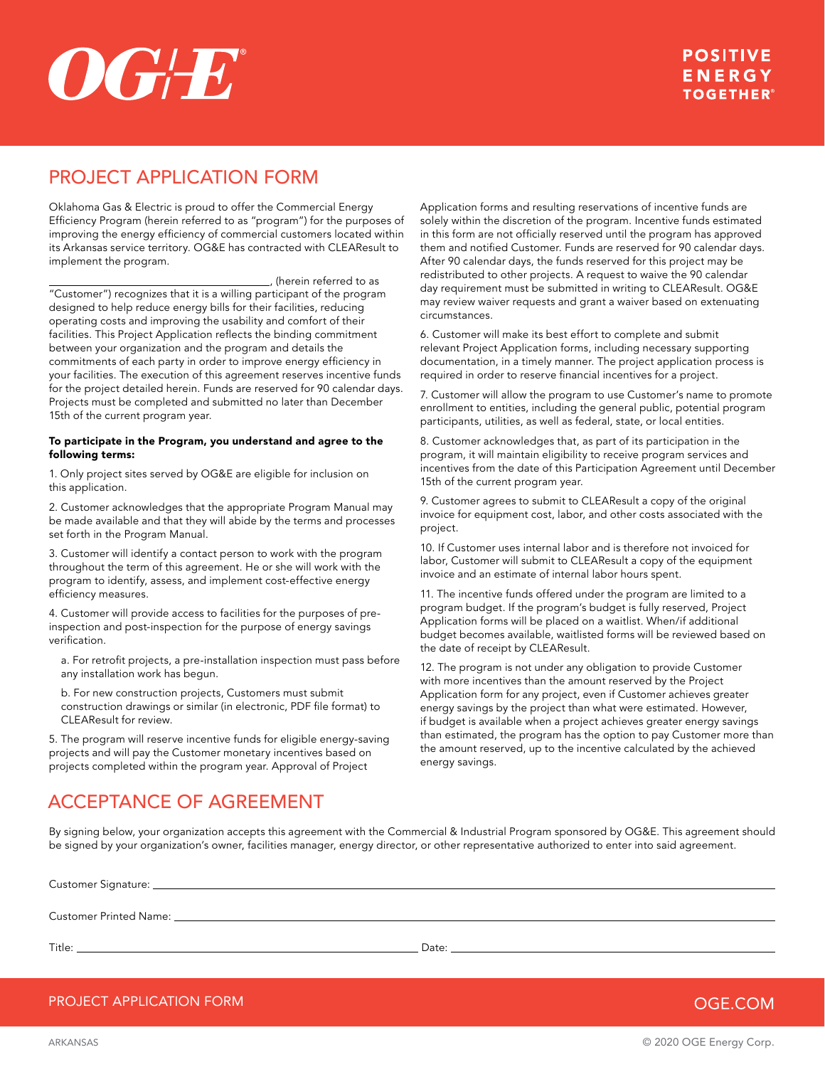# PROJECT APPLICATION FORM

Oklahoma Gas & Electric is proud to offer the Commercial Energy Efficiency Program (herein referred to as "program") for the purposes of improving the energy efficiency of commercial customers located within its Arkansas service territory. OG&E has contracted with CLEAResult to implement the program.

________________________________________, (herein referred to as "Customer") recognizes that it is a willing participant of the program designed to help reduce energy bills for their facilities, reducing operating costs and improving the usability and comfort of their facilities. This Project Application reflects the binding commitment between your organization and the program and details the commitments of each party in order to improve energy efficiency in your facilities. The execution of this agreement reserves incentive funds for the project detailed herein. Funds are reserved for 90 calendar days. Projects must be completed and submitted no later than December 15th of the current program year.

**To participate in the Program, you understand and agree to the following terms:**

1. Only project sites served by OG&E are eligible for inclusion on this application.

2. Customer acknowledges that the appropriate Program Manual may be made available and that they will abide by the terms and processes set forth in the Program Manual.

3. Customer will identify a contact person to work with the program throughout the term of this agreement. He or she will work with the program to identify, assess, and implement cost-effective energy efficiency measures.

4. Customer will provide access to facilities for the purposes of pre-inspection and post-inspection for the purpose of energy savings verification.

   a. For retrofit projects, a pre-installation inspection must pass before any installation work has begun.

   b. For new construction projects, Customers must submit construction drawings or similar (in electronic, PDF file format) to CLEAResult for review.

5. The program will reserve incentive funds for eligible energy-saving projects and will pay the Customer monetary incentives based on projects completed within the program year. Approval of Project Application forms and resulting reservations of incentive funds are solely within the discretion of the program. Incentive funds estimated in this form are not officially reserved until the program has approved them and notified Customer. Funds are reserved for 90 calendar days. After 90 calendar days, the funds reserved for this project may be redistributed to other projects. A request to waive the 90 calendar day requirement must be submitted in writing to CLEAResult. OG&E may review waiver requests and grant a waiver based on extenuating circumstances.

6. Customer will make its best effort to complete and submit relevant Project Application forms, including necessary supporting documentation, in a timely manner. The project application process is required in order to reserve financial incentives for a project.

7. Customer will allow the program to use Customer's name to promote enrollment to entities, including the general public, potential program participants, utilities, as well as federal, state, or local entities.

8. Customer acknowledges that, as part of its participation in the program, it will maintain eligibility to receive program services and incentives from the date of this Participation Agreement until December 15th of the current program year.

9. Customer agrees to submit to CLEAResult a copy of the original invoice for equipment cost, labor, and other costs associated with the project.

10. If Customer uses internal labor and is therefore not invoiced for labor, Customer will submit to CLEAResult a copy of the equipment invoice and an estimate of internal labor hours spent.

11. The incentive funds offered under the program are limited to a program budget. If the program's budget is fully reserved, Project Application forms will be placed on a waitlist. When/if additional budget becomes available, waitlisted forms will be reviewed based on the date of receipt by CLEAResult.

12. The program is not under any obligation to provide Customer with more incentives than the amount reserved by the Project Application form for any project, even if Customer achieves greater energy savings by the project than what were estimated. However, if budget is available when a project achieves greater energy savings than estimated, the program has the option to pay Customer more than the amount reserved, up to the incentive calculated by the achieved energy savings.

# ACCEPTANCE OF AGREEMENT

By signing below, your organization accepts this agreement with the Commercial & Industrial Program sponsored by OG&E. This agreement should be signed by your organization's owner, facilities manager, energy director, or other representative authorized to enter into said agreement.

Customer Signature: ________________________________________

Customer Printed Name: ________________________________________

Title: ____________________________ Date: ____________________________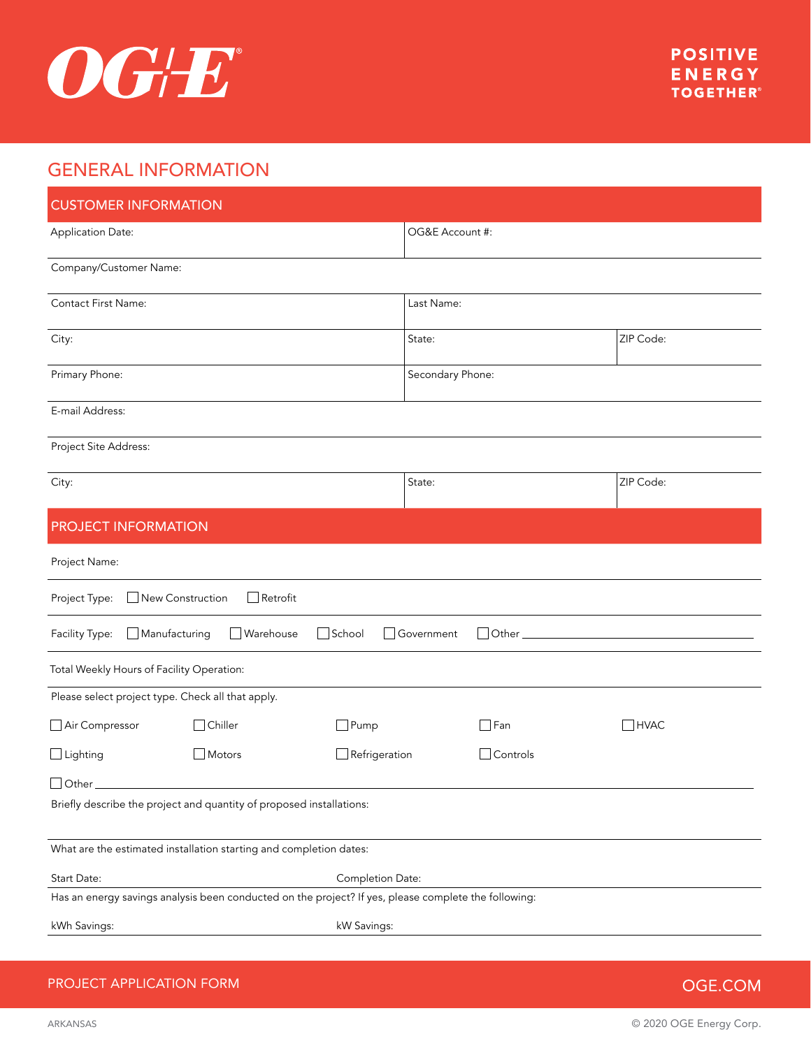OG&E

POSITIVE ENERGY TOGETHER®

# GENERAL INFORMATION

## CUSTOMER INFORMATION

| | | |
|---|---|---|
| Application Date: | OG&E Account #: | |
| Company/Customer Name: | | |
| Contact First Name: | Last Name: | |
| City: | State: | ZIP Code: |
| Primary Phone: | Secondary Phone: | |
| E-mail Address: | | |
| Project Site Address: | | |
| City: | State: | ZIP Code: |

## PROJECT INFORMATION

Project Name:

Project Type: ☐ New Construction ☐ Retrofit

Facility Type: ☐ Manufacturing ☐ Warehouse ☐ School ☐ Government ☐ Other ________________________

Total Weekly Hours of Facility Operation:

Please select project type. Check all that apply.

| | | | | |
|---|---|---|---|---|
| ☐ Air Compressor | ☐ Chiller | ☐ Pump | ☐ Fan | ☐ HVAC |
| ☐ Lighting | ☐ Motors | ☐ Refrigeration | ☐ Controls | |

☐ Other ________________________________________________

Briefly describe the project and quantity of proposed installations:

What are the estimated installation starting and completion dates:

Start Date: Completion Date:

Has an energy savings analysis been conducted on the project? If yes, please complete the following:

kWh Savings: kW Savings:

PROJECT APPLICATION FORM

OGE.COM

ARKANSAS

© 2020 OGE Energy Corp.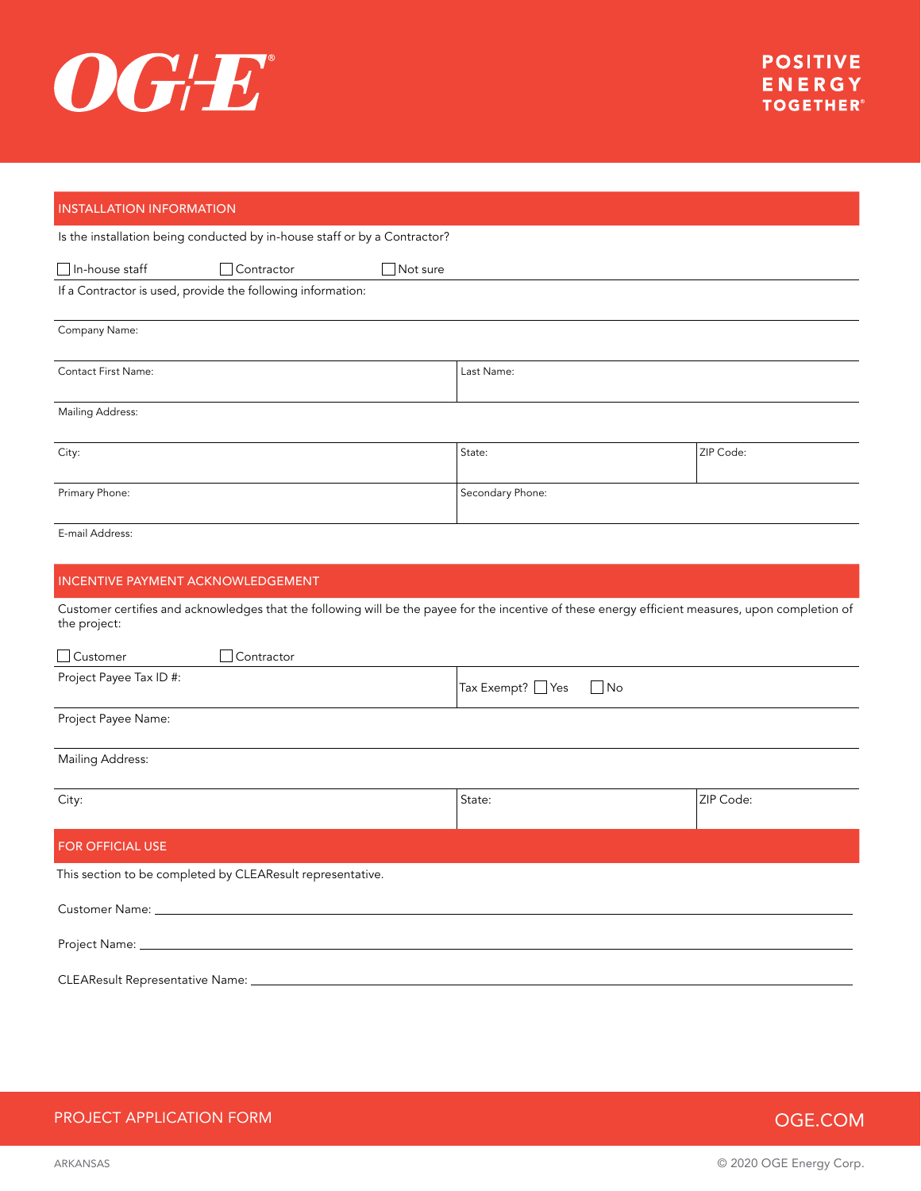## INSTALLATION INFORMATION

Is the installation being conducted by in-house staff or by a Contractor?

☐ In-house staff ☐ Contractor ☐ Not sure

If a Contractor is used, provide the following information:

Company Name:

| Contact First Name: | Last Name: | |
|---|---|---|
| Mailing Address: | | |
| City: | State: | ZIP Code: |
| Primary Phone: | Secondary Phone: | |

E-mail Address:

## INCENTIVE PAYMENT ACKNOWLEDGEMENT

Customer certifies and acknowledges that the following will be the payee for the incentive of these energy efficient measures, upon completion of the project:

☐ Customer ☐ Contractor

| Project Payee Tax ID #: | Tax Exempt? ☐ Yes ☐ No | |
|---|---|---|
| Project Payee Name: | | |
| Mailing Address: | | |
| City: | State: | ZIP Code: |

## FOR OFFICIAL USE

This section to be completed by CLEAResult representative.

Customer Name: ____________________

Project Name: ____________________

CLEAResult Representative Name: ____________________

PROJECT APPLICATION FORM

OGE.COM

ARKANSAS

© 2020 OGE Energy Corp.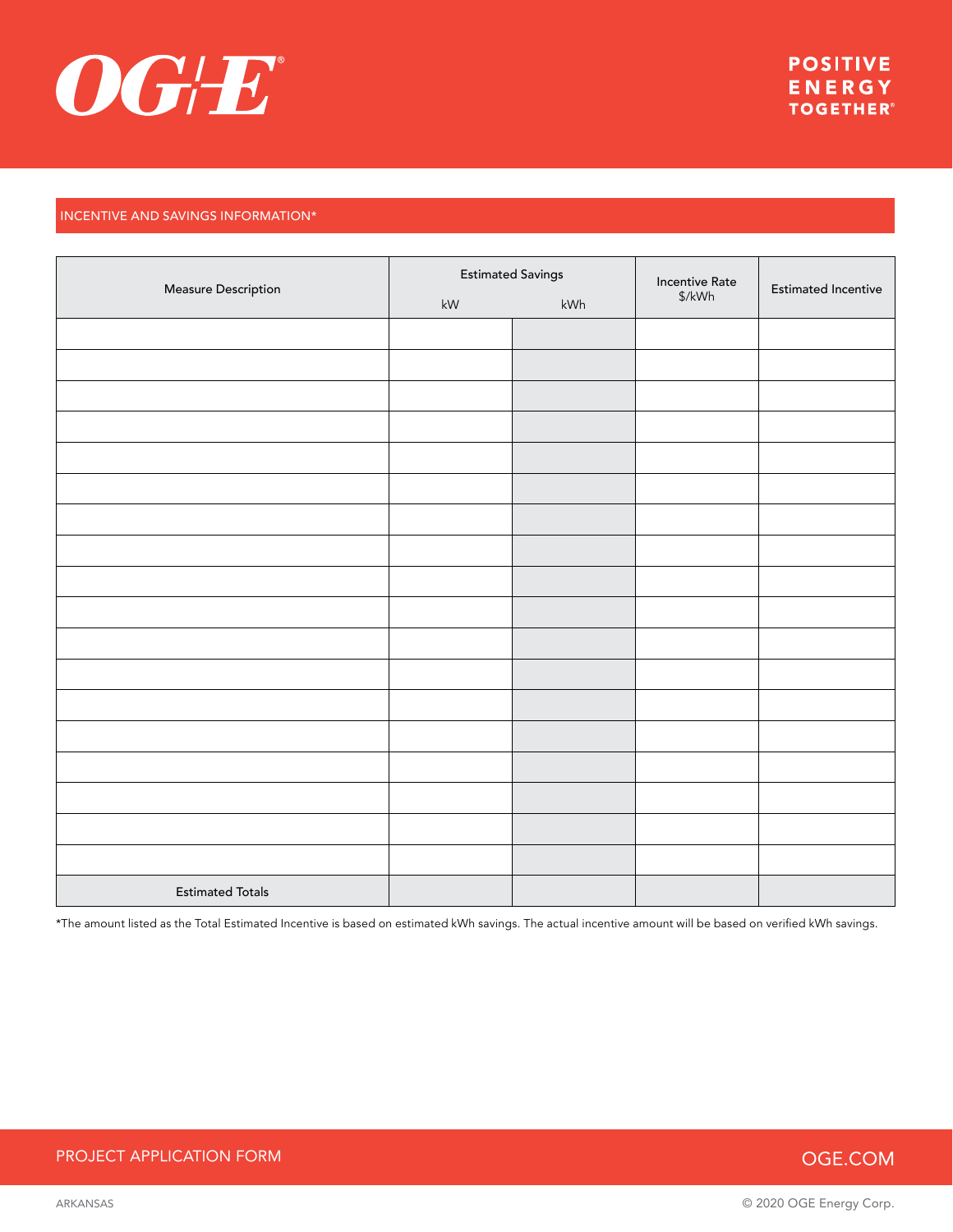## INCENTIVE AND SAVINGS INFORMATION*

| Measure Description | Estimated Savings | | Incentive Rate $/kWh | Estimated Incentive |
|---|---|---|---|---|
| | kW | kWh | | |
| | | | | |
| | | | | |
| | | | | |
| | | | | |
| | | | | |
| | | | | |
| | | | | |
| | | | | |
| | | | | |
| | | | | |
| | | | | |
| | | | | |
| | | | | |
| | | | | |
| | | | | |
| | | | | |
| | | | | |
| | | | | |
| Estimated Totals | | | | |

*The amount listed as the Total Estimated Incentive is based on estimated kWh savings. The actual incentive amount will be based on verified kWh savings.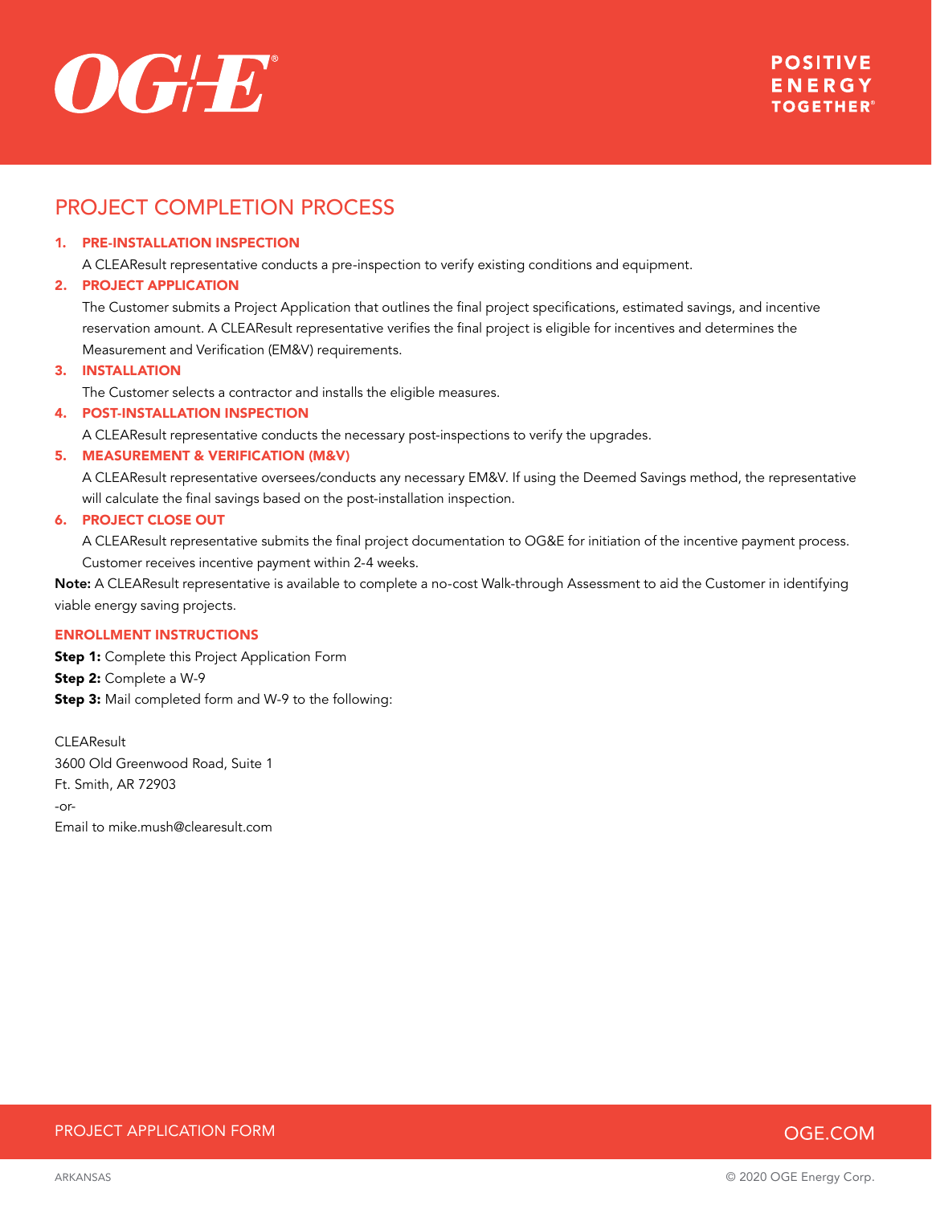## PROJECT COMPLETION PROCESS

1. **PRE-INSTALLATION INSPECTION**
   A CLEAResult representative conducts a pre-inspection to verify existing conditions and equipment.
2. **PROJECT APPLICATION**
   The Customer submits a Project Application that outlines the final project specifications, estimated savings, and incentive reservation amount. A CLEAResult representative verifies the final project is eligible for incentives and determines the Measurement and Verification (EM&V) requirements.
3. **INSTALLATION**
   The Customer selects a contractor and installs the eligible measures.
4. **POST-INSTALLATION INSPECTION**
   A CLEAResult representative conducts the necessary post-inspections to verify the upgrades.
5. **MEASUREMENT & VERIFICATION (M&V)**
   A CLEAResult representative oversees/conducts any necessary EM&V. If using the Deemed Savings method, the representative will calculate the final savings based on the post-installation inspection.
6. **PROJECT CLOSE OUT**
   A CLEAResult representative submits the final project documentation to OG&E for initiation of the incentive payment process. Customer receives incentive payment within 2-4 weeks.

**Note:** A CLEAResult representative is available to complete a no-cost Walk-through Assessment to aid the Customer in identifying viable energy saving projects.

### ENROLLMENT INSTRUCTIONS

**Step 1:** Complete this Project Application Form
**Step 2:** Complete a W-9
**Step 3:** Mail completed form and W-9 to the following:

CLEAResult
3600 Old Greenwood Road, Suite 1
Ft. Smith, AR 72903
-or-
Email to mike.mush@clearesult.com